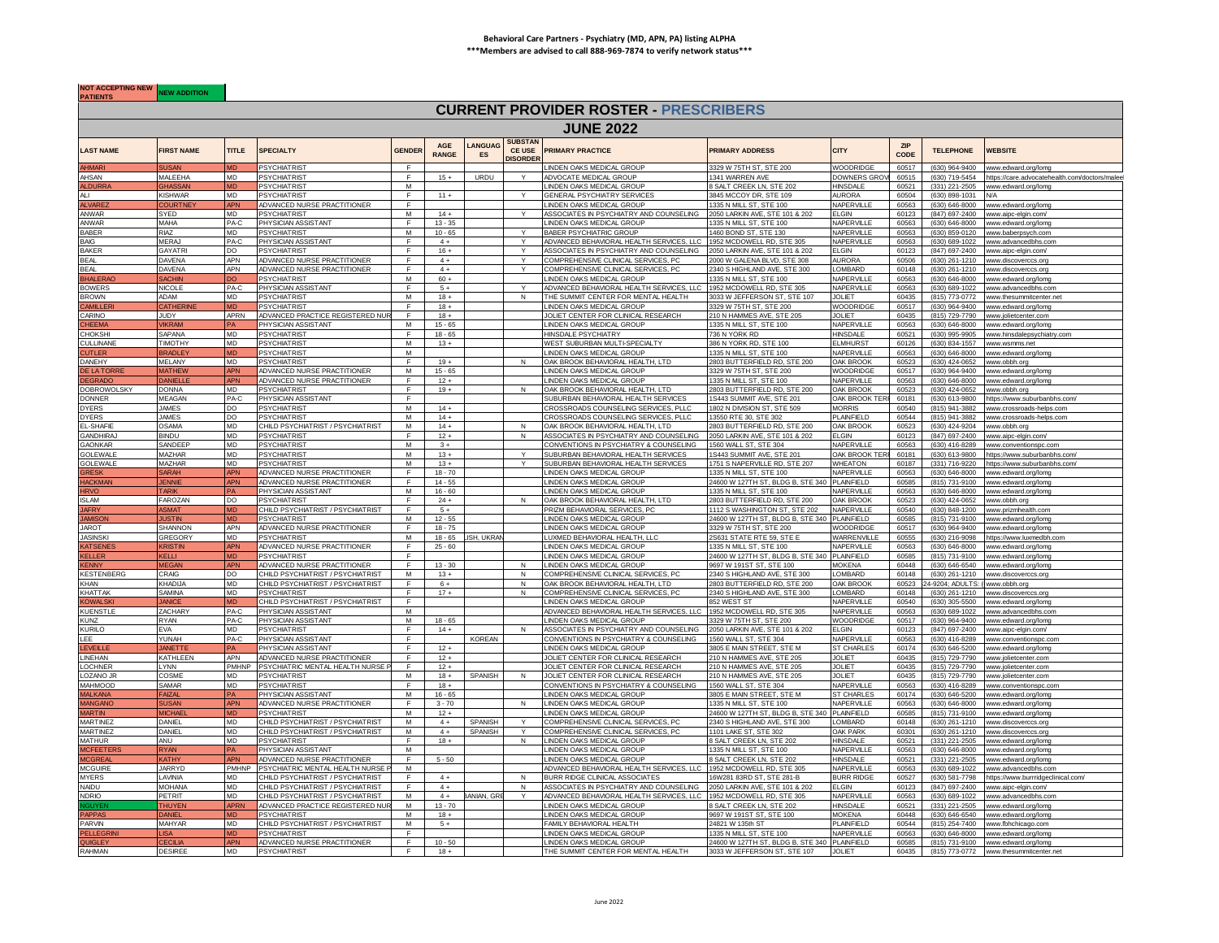**Behavioral Care Partners - Psychiatry (MD, APN, PA) listing ALPHA**
**\*\*\*Members are advised to call 888-969-7874 to verify network status\*\*\***

| NOT ACCEPTING NEW PATIENTS | NEW ADDITION |
|---|---|

# CURRENT PROVIDER ROSTER - PRESCRIBERS

## JUNE 2022

| LAST NAME | FIRST NAME | TITLE | SPECIALTY | GENDER | AGE RANGE | LANGUAGES | SUBSTANCE USE DISORDER | PRIMARY PRACTICE | PRIMARY ADDRESS | CITY | ZIP CODE | TELEPHONE | WEBSITE |
|---|---|---|---|---|---|---|---|---|---|---|---|---|---|
| AHMARI | SUSAN | MD | PSYCHIATRIST | F | | | | LINDEN OAKS MEDICAL GROUP | 3329 W 75TH ST, STE 200 | WOODRIDGE | 60517 | (630) 964-9400 | www.edward.org/lomg |
| AHSAN | MALEEHA | MD | PSYCHIATRIST | F | 15 + | URDU | Y | ADVOCATE MEDICAL GROUP | 1341 WARREN AVE | DOWNERS GROV | 60515 | (630) 719-5454 | https://care.advocatehealth.com/doctors/malee |
| ALDURRA | GHASSAN | MD | PSYCHIATRIST | M | | | | LINDEN OAKS MEDICAL GROUP | 8 SALT CREEK LN, STE 202 | HINSDALE | 60521 | (331) 221-2505 | www.edward.org/lomg |
| ALI | KISHWAR | MD | PSYCHIATRIST | F | 11 + | | Y | GENERAL PSYCHIATRY SERVICES | 3845 MCCOY DR, STE 109 | AURORA | 60504 | (630) 898-1031 | N/A |
| ALVAREZ | COURTNEY | APN | ADVANCED NURSE PRACTITIONER | F | | | | LINDEN OAKS MEDICAL GROUP | 1335 N MILL ST, STE 100 | NAPERVILLE | 60563 | (630) 646-8000 | www.edward.org/lomg |
| ANWAR | SYED | MD | PSYCHIATRIST | M | 14 + | | Y | ASSOCIATES IN PSYCHIATRY AND COUNSELING | 2050 LARKIN AVE, STE 101 & 202 | ELGIN | 60123 | (847) 697-2400 | www.aipc-elgin.com/ |
| ANWAR | MAHA | PA-C | PHYSICIAN ASSISTANT | F | 13 - 35 | | | LINDEN OAKS MEDICAL GROUP | 1335 N MILL ST, STE 100 | NAPERVILLE | 60563 | (630) 646-8000 | www.edward.org/lomg |
| BABER | RIAZ | MD | PSYCHIATRIST | M | 10 - 65 | | Y | BABER PSYCHIATRIC GROUP | 1460 BOND ST, STE 130 | NAPERVILLE | 60563 | (630) 859-0120 | www.baberpsych.com |
| BAIG | MERAJ | PA-C | PHYSICIAN ASSISTANT | F | 4 + | | Y | ADVANCED BEHAVIORAL HEALTH SERVICES, LLC | 1952 MCDOWELL RD, STE 305 | NAPERVILLE | 60563 | (630) 689-1022 | www.advancedbhs.com |
| BAKER | GAYATRI | DO | PSYCHIATRIST | F | 16 + | | Y | ASSOCIATES IN PSYCHIATRY AND COUNSELING | 2050 LARKIN AVE, STE 101 & 202 | ELGIN | 60123 | (847) 697-2400 | www.aipc-elgin.com/ |
| BEAL | DAVENA | APN | ADVANCED NURSE PRACTITIONER | F | 4 + | | Y | COMPREHENSIVE CLINICAL SERVICES, PC | 2000 W GALENA BLVD, STE 308 | AURORA | 60506 | (630) 261-1210 | www.discoverccs.org |
| BEAL | DAVENA | APN | ADVANCED NURSE PRACTITIONER | F | 4 + | | Y | COMPREHENSIVE CLINICAL SERVICES, PC | 2340 S HIGHLAND AVE, STE 300 | LOMBARD | 60148 | (630) 261-1210 | www.discoverccs.org |
| BHALERAO | SACHIN | DO | PSYCHIATRIST | M | 60 + | | | LINDEN OAKS MEDICAL GROUP | 1335 N MILL ST, STE 100 | NAPERVILLE | 60563 | (630) 646-8000 | www.edward.org/lomg |
| BOWERS | NICOLE | PA-C | PHYSICIAN ASSISTANT | F | 5 + | | Y | ADVANCED BEHAVIORAL HEALTH SERVICES, LLC | 1952 MCDOWELL RD, STE 305 | NAPERVILLE | 60563 | (630) 689-1022 | www.advancedbhs.com |
| BROWN | ADAM | MD | PSYCHIATRIST | M | 18 + | | N | THE SUMMIT CENTER FOR MENTAL HEALTH | 3033 W JEFFERSON ST, STE 107 | JOLIET | 60435 | (815) 773-0772 | www.thesummitcenter.net |
| CAMILLERI | CATHERINE | MD | PSYCHIATRIST | F | 18 + | | | LINDEN OAKS MEDICAL GROUP | 3329 W 75TH ST, STE 200 | WOODRIDGE | 60517 | (630) 964-9400 | www.edward.org/lomg |
| CARINO | JUDY | APRN | ADVANCED PRACTICE REGISTERED NUR | F | 18 + | | | JOLIET CENTER FOR CLINICAL RESEARCH | 210 N HAMMES AVE, STE 205 | JOLIET | 60435 | (815) 729-7790 | www.jolietcenter.com |
| CHEEMA | VIKRAM | PA | PHYSICIAN ASSISTANT | M | 15 - 65 | | | LINDEN OAKS MEDICAL GROUP | 1335 N MILL ST, STE 100 | NAPERVILLE | 60563 | (630) 646-8000 | www.edward.org/lomg |
| CHOKSHI | SAPANA | MD | PSYCHIATRIST | F | 18 - 65 | | | HINSDALE PSYCHIATRY | 736 N YORK RD | HINSDALE | 60521 | (630) 995-9905 | www.hinsdalepsychiatry.com |
| CULLINANE | TIMOTHY | MD | PSYCHIATRIST | M | 13 + | | | WEST SUBURBAN MULTI-SPECIALTY | 386 N YORK RD, STE 100 | ELMHURST | 60126 | (630) 834-1557 | www.wsmms.net |
| CUTLER | BRADLEY | MD | PSYCHIATRIST | M | | | | LINDEN OAKS MEDICAL GROUP | 1335 N MILL ST, STE 100 | NAPERVILLE | 60563 | (630) 646-8000 | www.edward.org/lomg |
| DANEHY | MELANY | MD | PSYCHIATRIST | F | 19 + | | N | OAK BROOK BEHAVIORAL HEALTH, LTD | 2803 BUTTERFIELD RD, STE 200 | OAK BROOK | 60523 | (630) 424-0652 | www.obbh.org |
| DE LA TORRE | MATHEW | APN | ADVANCED NURSE PRACTITIONER | M | 15 - 65 | | | LINDEN OAKS MEDICAL GROUP | 3329 W 75TH ST, STE 200 | WOODRIDGE | 60517 | (630) 964-9400 | www.edward.org/lomg |
| DEGRADO | DANIELLE | APN | ADVANCED NURSE PRACTITIONER | F | 12 + | | | LINDEN OAKS MEDICAL GROUP | 1335 N MILL ST, STE 100 | NAPERVILLE | 60563 | (630) 646-8000 | www.edward.org/lomg |
| DOBROWOLSKY | DONNA | MD | PSYCHIATRIST | F | 19 + | | N | OAK BROOK BEHAVIORAL HEALTH, LTD | 2803 BUTTERFIELD RD, STE 200 | OAK BROOK | 60523 | (630) 424-0652 | www.obbh.org |
| DONNER | MEAGAN | PA-C | PHYSICIAN ASSISTANT | F | | | | SUBURBAN BEHAVIORAL HEALTH SERVICES | 15443 SUMMIT AVE, STE 201 | OAK BROOK TER | 60181 | (630) 613-9800 | https://www.suburbanbhs.com/ |
| DYERS | JAMES | DO | PSYCHIATRIST | M | 14 + | | | CROSSROADS COUNSELING SERVICES, PLLC | 1802 N DIVISION ST, STE 509 | MORRIS | 60540 | (815) 941-3882 | www.crossroads-helps.com |
| DYERS | JAMES | DO | PSYCHIATRIST | M | 14 + | | | CROSSROADS COUNSELING SERVICES, PLLC | 13550 RTE 30, STE 302 | PLAINFIELD | 60544 | (815) 941-3882 | www.crossroads-helps.com |
| EL-SHAFIE | OSAMA | MD | CHILD PSYCHIATRIST / PSYCHIATRIST | M | 14 + | | N | OAK BROOK BEHAVIORAL HEALTH, LTD | 2803 BUTTERFIELD RD, STE 200 | OAK BROOK | 60523 | (630) 424-9204 | www.obbh.org |
| GANDHIRAJ | BINDU | MD | PSYCHIATRIST | F | 12 + | | N | ASSOCIATES IN PSYCHIATRY AND COUNSELING | 2050 LARKIN AVE, STE 101 & 202 | ELGIN | 60123 | (847) 697-2400 | www.aipc-elgin.com/ |
| GAONKAR | SANDEEP | MD | PSYCHIATRIST | M | 3 + | | | CONVENTIONS IN PSYCHIATRY & COUNSELING | 1560 WALL ST, STE 304 | NAPERVILLE | 60563 | (630) 416-8289 | www.conventionspc.com |
| GOLEWALE | MAZHAR | MD | PSYCHIATRIST | M | 13 + | | Y | SUBURBAN BEHAVIORAL HEALTH SERVICES | 15443 SUMMIT AVE, STE 201 | OAK BROOK TER | 60181 | (630) 613-9800 | https://www.suburbanbhs.com/ |
| GOLEWALE | MAZHAR | MD | PSYCHIATRIST | M | 13 + | | Y | SUBURBAN BEHAVIORAL HEALTH SERVICES | 1751 S NAPERVILLE RD, STE 207 | WHEATON | 60187 | (331) 716-9220 | https://www.suburbanbhs.com/ |
| GRESK | SARAH | APN | ADVANCED NURSE PRACTITIONER | F | 18 - 70 | | | LINDEN OAKS MEDICAL GROUP | 1335 N MILL ST, STE 100 | NAPERVILLE | 60563 | (630) 646-8000 | www.edward.org/lomg |
| HACKMAN | JENNIE | APN | ADVANCED NURSE PRACTITIONER | F | 14 - 55 | | | LINDEN OAKS MEDICAL GROUP | 24600 W 127TH ST, BLDG B, STE 340 | PLAINFIELD | 60585 | (815) 731-9100 | www.edward.org/lomg |
| HRVO | TARIK | PA | PHYSICIAN ASSISTANT | M | 16 - 60 | | | LINDEN OAKS MEDICAL GROUP | 1335 N MILL ST, STE 100 | NAPERVILLE | 60563 | (630) 646-8000 | www.edward.org/lomg |
| ISLAM | FAROZAN | DO | PSYCHIATRIST | F | 24 + | | N | OAK BROOK BEHAVIORAL HEALTH, LTD | 2803 BUTTERFIELD RD, STE 200 | OAK BROOK | 60523 | (630) 424-0652 | www.obbh.org |
| JAFRY | ASMAT | MD | CHILD PSYCHIATRIST / PSYCHIATRIST | F | 5 + | | | PRIZM BEHAVIORAL SERVICES, PC | 1112 S WASHINGTON ST, STE 202 | NAPERVILLE | 60540 | (630) 848-1200 | www.prizmhealth.com |
| JAMISON | JUSTIN | MD | PSYCHIATRIST | M | 12 - 55 | | | LINDEN OAKS MEDICAL GROUP | 24600 W 127TH ST, BLDG B, STE 340 | PLAINFIELD | 60585 | (815) 731-9100 | www.edward.org/lomg |
| JAROT | SHANNON | APN | ADVANCED NURSE PRACTITIONER | F | 18 - 75 | | | LINDEN OAKS MEDICAL GROUP | 3329 W 75TH ST, STE 200 | WOODRIDGE | 60517 | (630) 964-9400 | www.edward.org/lomg |
| JASINSKI | GREGORY | MD | PSYCHIATRIST | M | 18 - 65 | LISH, UKRAN | | LUXMED BEHAVIORAL HEALTH, LLC | 2S631 STATE RTE 59, STE E | WARRENVILLE | 60555 | (630) 216-9098 | https://www.luxmedbh.com |
| KATSENES | KRISTIN | APN | ADVANCED NURSE PRACTITIONER | F | 25 - 60 | | | LINDEN OAKS MEDICAL GROUP | 1335 N MILL ST, STE 100 | NAPERVILLE | 60563 | (630) 646-8000 | www.edward.org/lomg |
| KELLER | KELLI | MD | PSYCHIATRIST | F | | | | LINDEN OAKS MEDICAL GROUP | 24600 W 127TH ST, BLDG B, STE 340 | PLAINFIELD | 60585 | (815) 731-9100 | www.edward.org/lomg |
| KENNY | MEGAN | APN | ADVANCED NURSE PRACTITIONER | F | 13 - 30 | | N | LINDEN OAKS MEDICAL GROUP | 9697 W 191ST ST, STE 100 | MOKENA | 60448 | (630) 646-6540 | www.edward.org/lomg |
| KESTENBERG | CRAIG | DO | CHILD PSYCHIATRIST / PSYCHIATRIST | M | 13 + | | N | COMPREHENSIVE CLINICAL SERVICES, PC | 2340 S HIGHLAND AVE, STE 300 | LOMBARD | 60148 | (630) 261-1210 | www.discoverccs.org |
| KHAN | KHADIJA | MD | CHILD PSYCHIATRIST / PSYCHIATRIST | F | 6 + | | N | OAK BROOK BEHAVIORAL HEALTH, LTD | 2803 BUTTERFIELD RD, STE 200 | OAK BROOK | 60523 | 24-9204; ADULTS: ( | www.obbh.org |
| KHATTAK | SAMINA | MD | PSYCHIATRIST | F | 17 + | | N | COMPREHENSIVE CLINICAL SERVICES, PC | 2340 S HIGHLAND AVE, STE 300 | LOMBARD | 60148 | (630) 261-1210 | www.discoverccs.org |
| KOWALSKI | JANICE | MD | CHILD PSYCHIATRIST / PSYCHIATRIST | F | | | | LINDEN OAKS MEDICAL GROUP | 852 WEST ST | NAPERVILLE | 60540 | (630) 305-5500 | www.edward.org/lomg |
| KUENSTLE | ZACHARY | PA-C | PHYSICIAN ASSISTANT | M | | | | ADVANCED BEHAVIORAL HEALTH SERVICES, LLC | 1952 MCDOWELL RD, STE 305 | NAPERVILLE | 60563 | (630) 689-1022 | www.advancedbhs.com |
| KUNZ | RYAN | PA-C | PHYSICIAN ASSISTANT | M | 18 - 65 | | | LINDEN OAKS MEDICAL GROUP | 3329 W 75TH ST, STE 200 | WOODRIDGE | 60517 | (630) 964-9400 | www.edward.org/lomg |
| KURILO | EVA | MD | PSYCHIATRIST | F | 14 + | | N | ASSOCIATES IN PSYCHIATRY AND COUNSELING | 2050 LARKIN AVE, STE 101 & 202 | ELGIN | 60123 | (847) 697-2400 | www.aipc-elgin.com/ |
| LEE | YUNAH | PA-C | PHYSICIAN ASSISTANT | F | | KOREAN | | CONVENTIONS IN PSYCHIATRY & COUNSELING | 1560 WALL ST, STE 304 | NAPERVILLE | 60563 | (630) 416-8289 | www.conventionspc.com |
| LEVEILLE | JANETTE | PA | PHYSICIAN ASSISTANT | F | 12 + | | | LINDEN OAKS MEDICAL GROUP | 3805 E MAIN STREET, STE M | ST CHARLES | 60174 | (630) 646-5200 | www.edward.org/lomg |
| LINEHAN | KATHLEEN | APN | ADVANCED NURSE PRACTITIONER | F | 12 + | | | JOLIET CENTER FOR CLINICAL RESEARCH | 210 N HAMMES AVE, STE 205 | JOLIET | 60435 | (815) 729-7790 | www.jolietcenter.com |
| LOCHNER | LYNN | PMHNP | PSYCHIATRIC MENTAL HEALTH NURSE P | F | 12 + | | | JOLIET CENTER FOR CLINICAL RESEARCH | 210 N HAMMES AVE, STE 205 | JOLIET | 60435 | (815) 729-7790 | www.jolietcenter.com |
| LOZANO JR | COSME | MD | PSYCHIATRIST | M | 18 + | SPANISH | N | JOLIET CENTER FOR CLINICAL RESEARCH | 210 N HAMMES AVE, STE 205 | JOLIET | 60435 | (815) 729-7790 | www.jolietcenter.com |
| MAHMOOD | SAMAR | MD | PSYCHIATRIST | F | 18 + | | | CONVENTIONS IN PSYCHIATRY & COUNSELING | 1560 WALL ST, STE 304 | NAPERVILLE | 60563 | (630) 416-8289 | www.conventionspc.com |
| MALKANA | FAIZAL | PA | PHYSICIAN ASSISTANT | M | 16 - 65 | | | LINDEN OAKS MEDICAL GROUP | 3805 E MAIN STREET, STE M | ST CHARLES | 60174 | (630) 646-5200 | www.edward.org/lomg |
| MANGANO | SUSAN | APN | ADVANCED NURSE PRACTITIONER | F | 3 - 70 | | N | LINDEN OAKS MEDICAL GROUP | 1335 N MILL ST, STE 100 | NAPERVILLE | 60563 | (630) 646-8000 | www.edward.org/lomg |
| MARTIN | MICHAEL | MD | PSYCHIATRIST | M | 12 + | | | LINDEN OAKS MEDICAL GROUP | 24600 W 127TH ST, BLDG B, STE 340 | PLAINFIELD | 60585 | (815) 731-9100 | www.edward.org/lomg |
| MARTINEZ | DANIEL | MD | CHILD PSYCHIATRIST / PSYCHIATRIST | M | 4 + | SPANISH | Y | COMPREHENSIVE CLINICAL SERVICES, PC | 2340 S HIGHLAND AVE, STE 300 | LOMBARD | 60148 | (630) 261-1210 | www.discoverccs.org |
| MARTINEZ | DANIEL | MD | CHILD PSYCHIATRIST / PSYCHIATRIST | M | 4 + | SPANISH | Y | COMPREHENSIVE CLINICAL SERVICES, PC | 1101 LAKE ST, STE 302 | OAK PARK | 60301 | (630) 261-1210 | www.discoverccs.org |
| MATHUR | ANU | MD | PSYCHIATRIST | F | 18 + | | N | LINDEN OAKS MEDICAL GROUP | 8 SALT CREEK LN, STE 202 | HINSDALE | 60521 | (331) 221-2505 | www.edward.org/lomg |
| MCFEETERS | RYAN | PA | PHYSICIAN ASSISTANT | M | | | | LINDEN OAKS MEDICAL GROUP | 1335 N MILL ST, STE 100 | NAPERVILLE | 60563 | (630) 646-8000 | www.edward.org/lomg |
| MCGREAL | KATHY | APN | ADVANCED NURSE PRACTITIONER | F | 5 - 50 | | | LINDEN OAKS MEDICAL GROUP | 8 SALT CREEK LN, STE 202 | HINSDALE | 60521 | (331) 221-2505 | www.edward.org/lomg |
| MCGUIRE | JARRYD | PMHNP | PSYCHIATRIC MENTAL HEALTH NURSE P | M | | | | ADVANCED BEHAVIORAL HEALTH SERVICES, LLC | 1952 MCDOWELL RD, STE 305 | NAPERVILLE | 60563 | (630) 689-1022 | www.advancedbhs.com |
| MYERS | LAVINIA | MD | CHILD PSYCHIATRIST / PSYCHIATRIST | F | 4 + | | N | BURR RIDGE CLINICAL ASSOCIATES | 16W281 83RD ST, STE 281-B | BURR RIDGE | 60527 | (630) 581-7798 | https://www.burrridgeclinical.com/ |
| NAIDU | MOHANA | MD | CHILD PSYCHIATRIST / PSYCHIATRIST | F | 4 + | | N | ASSOCIATES IN PSYCHIATRY AND COUNSELING | 2050 LARKIN AVE, STE 101 & 202 | ELGIN | 60123 | (847) 697-2400 | www.aipc-elgin.com/ |
| NDRIO | PETRIT | MD | CHILD PSYCHIATRIST / PSYCHIATRIST | M | 4 + | BANIAN, GRE | Y | ADVANCED BEHAVIORAL HEALTH SERVICES, LLC | 1952 MCDOWELL RD, STE 305 | NAPERVILLE | 60563 | (630) 689-1022 | www.advancedbhs.com |
| NGUYEN | THUYEN | APRN | ADVANCED PRACTICE REGISTERED NUR | M | 13 - 70 | | | LINDEN OAKS MEDICAL GROUP | 8 SALT CREEK LN, STE 202 | HINSDALE | 60521 | (331) 221-2505 | www.edward.org/lomg |
| PAPPAS | DANIEL | MD | PSYCHIATRIST | M | 18 + | | | LINDEN OAKS MEDICAL GROUP | 9697 W 191ST ST, STE 100 | MOKENA | 60448 | (630) 646-6540 | www.edward.org/lomg |
| PARVIN | MAHYAR | MD | CHILD PSYCHIATRIST / PSYCHIATRIST | M | 5 + | | | FAMILY BEHAVIORAL HEALTH | 24821 W 135th ST | PLAINFIELD | 60544 | (815) 254-7400 | www.fbhchicago.com |
| PELLEGRINI | LISA | MD | PSYCHIATRIST | F | | | | LINDEN OAKS MEDICAL GROUP | 1335 N MILL ST, STE 100 | NAPERVILLE | 60563 | (630) 646-8000 | www.edward.org/lomg |
| QUIGLEY | CECILIA | APN | ADVANCED NURSE PRACTITIONER | F | 10 - 50 | | | LINDEN OAKS MEDICAL GROUP | 24600 W 127TH ST, BLDG B, STE 340 | PLAINFIELD | 60585 | (815) 731-9100 | www.edward.org/lomg |
| RAHMAN | DESIREE | MD | PSYCHIATRIST | F | 18 + | | | THE SUMMIT CENTER FOR MENTAL HEALTH | 3033 W JEFFERSON ST, STE 107 | JOLIET | 60435 | (815) 773-0772 | www.thesummitcenter.net |

June 2022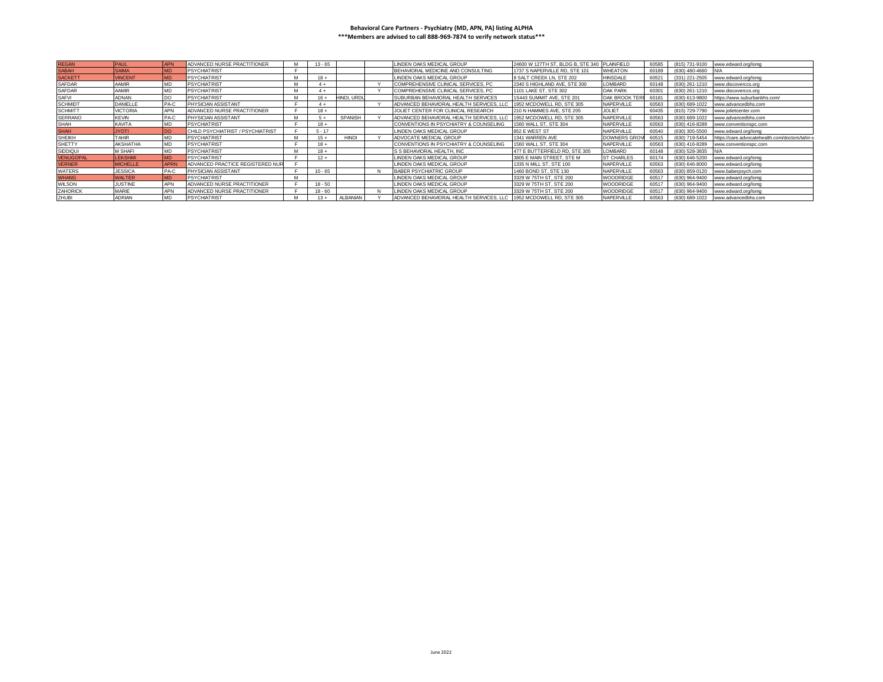**Behavioral Care Partners - Psychiatry (MD, APN, PA) listing ALPHA**

**\*\*\*Members are advised to call 888-969-7874 to verify network status\*\*\***

| | | | | | | | | | | | | | | |
|---|---|---|---|---|---|---|---|---|---|---|---|---|---|---|
| REGAN | PAUL | APN | ADVANCED NURSE PRACTITIONER | M | 13 - 65 | | | LINDEN OAKS MEDICAL GROUP | 24600 W 127TH ST, BLDG B, STE 340 | PLAINFIELD | 60585 | (815) 731-9100 | www.edward.org/lomg |
| SABAH | SAIMA | MD | PSYCHIATRIST | F | | | | BEHAVIORAL MEDICINE AND CONSULTING | 1737 S NAPERVILLE RD, STE 101 | WHEATON | 60189 | (630) 480-4660 | N/A |
| SACKETT | VINCENT | MD | PSYCHIATRIST | M | 18 + | | | LINDEN OAKS MEDICAL GROUP | 8 SALT CREEK LN, STE 202 | HINSDALE | 60521 | (331) 221-2505 | www.edward.org/lomg |
| SAFDAR | AAMIR | MD | PSYCHIATRIST | M | 4 + | | Y | COMPREHENSIVE CLINICAL SERVICES, PC | 2340 S HIGHLAND AVE, STE 300 | LOMBARD | 60148 | (630) 261-1210 | www.discoverccs.org |
| SAFDAR | AAMIR | MD | PSYCHIATRIST | M | 4 + | | Y | COMPREHENSIVE CLINICAL SERVICES, PC | 1101 LAKE ST, STE 302 | OAK PARK | 60301 | (630) 261-1210 | www.discoverccs.org |
| SAFVI | ADNAN | DO | PSYCHIATRIST | M | 16 + | HINDI, URDU | | SUBURBAN BEHAVIORAL HEALTH SERVICES | 1S443 SUMMIT AVE, STE 201 | OAK BROOK TER | 60181 | (630) 613-9800 | https://www.suburbanbhs.com/ |
| SCHMIDT | DANIELLE | PA-C | PHYSICIAN ASSISTANT | F | 4 + | | Y | ADVANCED BEHAVIORAL HEALTH SERVICES, LLC | 1952 MCDOWELL RD, STE 305 | NAPERVILLE | 60563 | (630) 689-1022 | www.advancedbhs.com |
| SCHMITT | VICTORIA | APN | ADVANCED NURSE PRACTITIONER | F | 18 + | | | JOLIET CENTER FOR CLINICAL RESEARCH | 210 N HAMMES AVE, STE 205 | JOLIET | 60435 | (815) 729-7790 | www.jolietcenter.com |
| SERRANO | KEVIN | PA-C | PHYSICIAN ASSISTANT | M | 5 + | SPANISH | Y | ADVANCED BEHAVIORAL HEALTH SERVICES, LLC | 1952 MCDOWELL RD, STE 305 | NAPERVILLE | 60563 | (630) 689-1022 | www.advancedbhs.com |
| SHAH | KAVITA | MD | PSYCHIATRIST | F | 18 + | | | CONVENTIONS IN PSYCHIATRY & COUNSELING | 1560 WALL ST, STE 304 | NAPERVILLE | 60563 | (630) 416-8289 | www.conventionspc.com |
| SHAH | JYOTI | DO | CHILD PSYCHIATRIST / PSYCHIATRIST | F | 5 - 17 | | | LINDEN OAKS MEDICAL GROUP | 852 E WEST ST | NAPERVILLE | 60540 | (630) 305-5500 | www.edward.org/lomg |
| SHEIKH | TAHIR | MD | PSYCHIATRIST | M | 15 + | HINDI | Y | ADVOCATE MEDICAL GROUP | 1341 WARREN AVE | DOWNERS GROV | 60515 | (630) 719-5454 | https://care.advocatehealth.com/doctors/tahir-s |
| SHETTY | AKSHATHA | MD | PSYCHIATRIST | F | 18 + | | | CONVENTIONS IN PSYCHIATRY & COUNSELING | 1560 WALL ST, STE 304 | NAPERVILLE | 60563 | (630) 416-8289 | www.conventionspc.com |
| SIDDIQUI | M SHAFI | MD | PSYCHIATRIST | M | 18 + | | | S S BEHAVIORAL HEALTH, INC | 477 E BUTTERFIELD RD, STE 305 | LOMBARD | 60148 | (630) 528-3835 | N/A |
| VENUGOPAL | LEKSHMI | MD | PSYCHIATRIST | F | 12 + | | | LINDEN OAKS MEDICAL GROUP | 3805 E MAIN STREET, STE M | ST CHARLES | 60174 | (630) 646-5200 | www.edward.org/lomg |
| VERNER | MICHELLE | APRN | ADVANCED PRACTICE REGISTERED NUR | F | | | | LINDEN OAKS MEDICAL GROUP | 1335 N MILL ST, STE 100 | NAPERVILLE | 60563 | (630) 646-8000 | www.edward.org/lomg |
| WATERS | JESSICA | PA-C | PHYSICIAN ASSISTANT | F | 10 - 65 | | N | BABER PSYCHIATRIC GROUP | 1460 BOND ST, STE 130 | NAPERVILLE | 60563 | (630) 859-0120 | www.baberpsych.com |
| WHANG | WALTER | MD | PSYCHIATRIST | M | | | | LINDEN OAKS MEDICAL GROUP | 3329 W 75TH ST, STE 200 | WOODRIDGE | 60517 | (630) 964-9400 | www.edward.org/lomg |
| WILSON | JUSTINE | APN | ADVANCED NURSE PRACTITIONER | F | 18 - 50 | | | LINDEN OAKS MEDICAL GROUP | 3329 W 75TH ST, STE 200 | WOODRIDGE | 60517 | (630) 964-9400 | www.edward.org/lomg |
| ZAHORICK | MARIE | APN | ADVANCED NURSE PRACTITIONER | F | 18 - 60 | | N | LINDEN OAKS MEDICAL GROUP | 3329 W 75TH ST, STE 200 | WOODRIDGE | 60517 | (630) 964-9400 | www.edward.org/lomg |
| ZHUBI | ADRIAN | MD | PSYCHIATRIST | M | 13 + | ALBANIAN | Y | ADVANCED BEHAVIORAL HEALTH SERVICES, LLC | 1952 MCDOWELL RD, STE 305 | NAPERVILLE | 60563 | (630) 689-1022 | www.advancedbhs.com |

June 2022